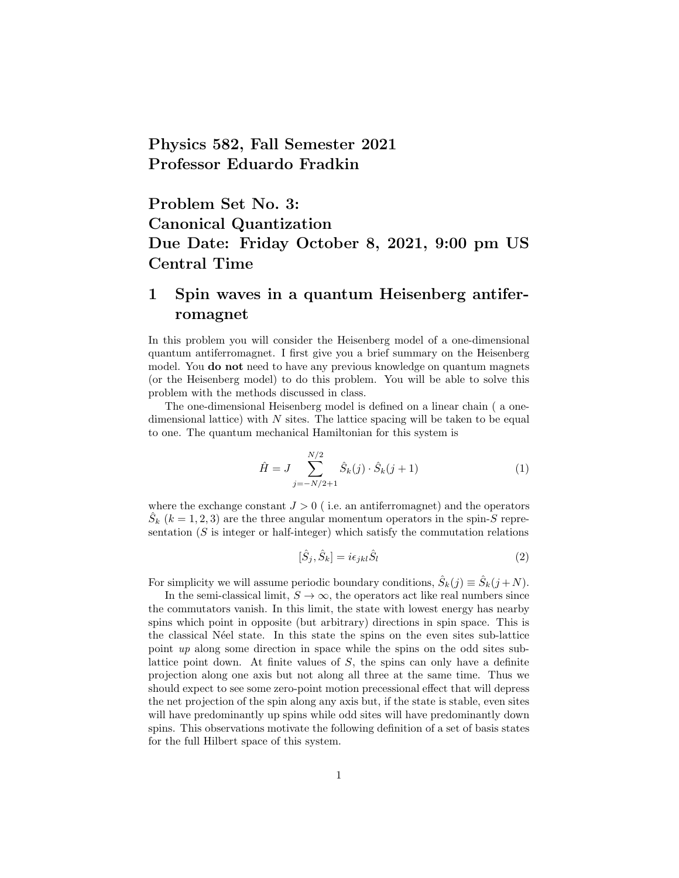# Physics 582, Fall Semester 2021
# Professor Eduardo Fradkin

# Problem Set No. 3: Canonical Quantization Due Date: Friday October 8, 2021, 9:00 pm US Central Time

## 1 Spin waves in a quantum Heisenberg antiferromagnet

In this problem you will consider the Heisenberg model of a one-dimensional quantum antiferromagnet. I first give you a brief summary on the Heisenberg model. You **do not** need to have any previous knowledge on quantum magnets (or the Heisenberg model) to do this problem. You will be able to solve this problem with the methods discussed in class.

The one-dimensional Heisenberg model is defined on a linear chain ( a one-dimensional lattice) with $N$ sites. The lattice spacing will be taken to be equal to one. The quantum mechanical Hamiltonian for this system is

$$\hat{H} = J \sum_{j=-N/2+1}^{N/2} \hat{S}_k(j) \cdot \hat{S}_k(j+1) \tag{1}$$

where the exchange constant $J > 0$ ( i.e. an antiferromagnet) and the operators $\hat{S}_k$ ($k = 1, 2, 3$) are the three angular momentum operators in the spin-$S$ representation ($S$ is integer or half-integer) which satisfy the commutation relations

$$[\hat{S}_j, \hat{S}_k] = i\epsilon_{jkl}\hat{S}_l \tag{2}$$

For simplicity we will assume periodic boundary conditions, $\hat{S}_k(j) \equiv \hat{S}_k(j+N)$.

In the semi-classical limit, $S \to \infty$, the operators act like real numbers since the commutators vanish. In this limit, the state with lowest energy has nearby spins which point in opposite (but arbitrary) directions in spin space. This is the classical Néel state. In this state the spins on the even sites sub-lattice point *up* along some direction in space while the spins on the odd sites sub-lattice point down. At finite values of $S$, the spins can only have a definite projection along one axis but not along all three at the same time. Thus we should expect to see some zero-point motion precessional effect that will depress the net projection of the spin along any axis but, if the state is stable, even sites will have predominantly up spins while odd sites will have predominantly down spins. This observations motivate the following definition of a set of basis states for the full Hilbert space of this system.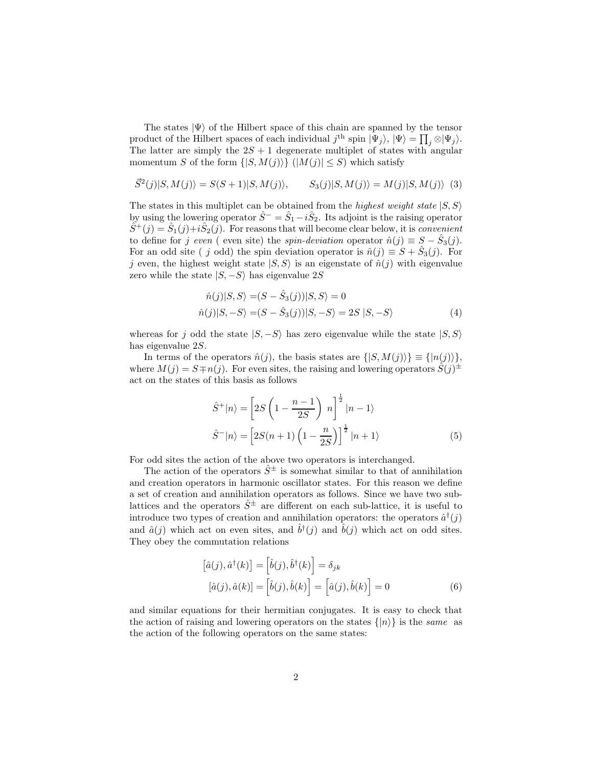The states $|\Psi\rangle$ of the Hilbert space of this chain are spanned by the tensor product of the Hilbert spaces of each individual $j^{\text{th}}$ spin $|\Psi_j\rangle$, $|\Psi\rangle = \prod_j \otimes|\Psi_j\rangle$. The latter are simply the $2S+1$ degenerate multiplet of states with angular momentum $S$ of the form $\{|S, M(j)\rangle\}$ ($|M(j)| \leq S$) which satisfy

$$\vec{S}^2(j)|S, M(j)\rangle = S(S+1)|S, M(j)\rangle, \qquad S_3(j)|S, M(j)\rangle = M(j)|S, M(j)\rangle \quad (3)$$

The states in this multiplet can be obtained from the *highest weight state* $|S, S\rangle$ by using the lowering operator $\hat{S}^- = \hat{S}_1 - i\hat{S}_2$. Its adjoint is the raising operator $\hat{S}^+(j) = \hat{S}_1(j) + i\hat{S}_2(j)$. For reasons that will become clear below, it is *convenient* to define for $j$ *even* ( even site) the *spin-deviation* operator $\hat{n}(j) \equiv S - \hat{S}_3(j)$. For an odd site ( $j$ odd) the spin deviation operator is $\hat{n}(j) \equiv S + \hat{S}_3(j)$. For $j$ even, the highest weight state $|S, S\rangle$ is an eigenstate of $\hat{n}(j)$ with eigenvalue zero while the state $|S, -S\rangle$ has eigenvalue $2S$

$$\begin{aligned}
\hat{n}(j)|S, S\rangle =& (S - \hat{S}_3(j))|S, S\rangle = 0 \\
\hat{n}(j)|S, -S\rangle =& (S - \hat{S}_3(j))|S, -S\rangle = 2S\,|S, -S\rangle
\end{aligned} \quad (4)$$

whereas for $j$ odd the state $|S, -S\rangle$ has zero eigenvalue while the state $|S, S\rangle$ has eigenvalue $2S$.

In terms of the operators $\hat{n}(j)$, the basis states are $\{|S, M(j)\rangle\} \equiv \{|n(j)\rangle\}$, where $M(j) = S \mp n(j)$. For even sites, the raising and lowering operators $\hat{S}(j)^{\pm}$ act on the states of this basis as follows

$$\begin{aligned}
\hat{S}^+|n\rangle &= \left[2S\left(1 - \frac{n-1}{2S}\right)\, n\right]^{\frac{1}{2}} |n-1\rangle \\
\hat{S}^-|n\rangle &= \left[2S(n+1)\left(1 - \frac{n}{2S}\right)\right]^{\frac{1}{2}} |n+1\rangle
\end{aligned} \quad (5)$$

For odd sites the action of the above two operators is interchanged.

The action of the operators $\hat{S}^{\pm}$ is somewhat similar to that of annihilation and creation operators in harmonic oscillator states. For this reason we define a set of creation and annihilation operators as follows. Since we have two sub-lattices and the operators $\hat{S}^{\pm}$ are different on each sub-lattice, it is useful to introduce two types of creation and annihilation operators: the operators $\hat{a}^\dagger(j)$ and $\hat{a}(j)$ which act on even sites, and $\hat{b}^\dagger(j)$ and $\hat{b}(j)$ which act on odd sites. They obey the commutation relations

$$\begin{aligned}
\left[\hat{a}(j), \hat{a}^\dagger(k)\right] &= \left[\hat{b}(j), \hat{b}^\dagger(k)\right] = \delta_{jk} \\
\left[\hat{a}(j), \hat{a}(k)\right] &= \left[\hat{b}(j), \hat{b}(k)\right] = \left[\hat{a}(j), \hat{b}(k)\right] = 0
\end{aligned} \quad (6)$$

and similar equations for their hermitian conjugates. It is easy to check that the action of raising and lowering operators on the states $\{|n\rangle\}$ is the *same* as the action of the following operators on the same states: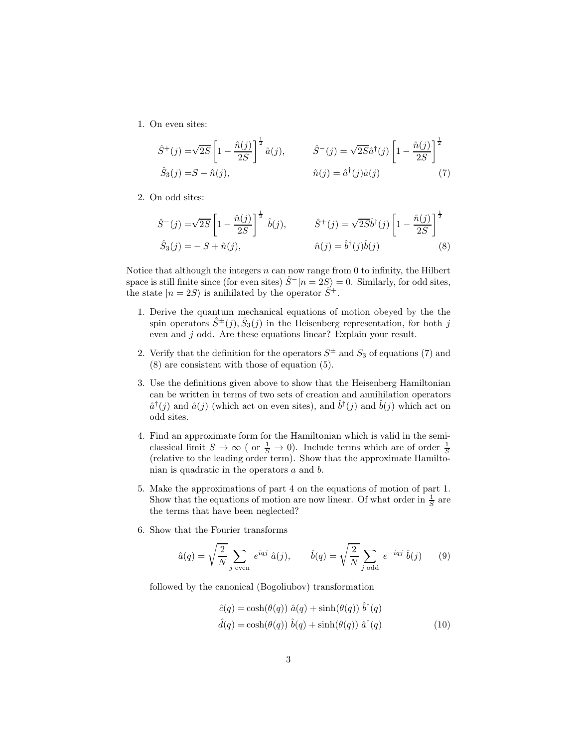1. On even sites:

$$\hat{S}^+(j) = \sqrt{2S}\left[1 - \frac{\hat{n}(j)}{2S}\right]^{\frac{1}{2}} \hat{a}(j), \qquad \hat{S}^-(j) = \sqrt{2S}\hat{a}^\dagger(j)\left[1 - \frac{\hat{n}(j)}{2S}\right]^{\frac{1}{2}}$$
$$\hat{S}_3(j) = S - \hat{n}(j), \qquad \hat{n}(j) = \hat{a}^\dagger(j)\hat{a}(j) \tag{7}$$

2. On odd sites:

$$\hat{S}^-(j) = \sqrt{2S}\left[1 - \frac{\hat{n}(j)}{2S}\right]^{\frac{1}{2}} \hat{b}(j), \qquad \hat{S}^+(j) = \sqrt{2S}\hat{b}^\dagger(j)\left[1 - \frac{\hat{n}(j)}{2S}\right]^{\frac{1}{2}}$$
$$\hat{S}_3(j) = -S + \hat{n}(j), \qquad \hat{n}(j) = \hat{b}^\dagger(j)\hat{b}(j) \tag{8}$$

Notice that although the integers $n$ can now range from 0 to infinity, the Hilbert space is still finite since (for even sites) $\hat{S}^-|n = 2S\rangle = 0$. Similarly, for odd sites, the state $|n = 2S\rangle$ is anihilated by the operator $\hat{S}^+$.

1. Derive the quantum mechanical equations of motion obeyed by the the spin operators $\hat{S}^\pm(j), \hat{S}_3(j)$ in the Heisenberg representation, for both $j$ even and $j$ odd. Are these equations linear? Explain your result.

2. Verify that the definition for the operators $S^\pm$ and $S_3$ of equations (7) and (8) are consistent with those of equation (5).

3. Use the definitions given above to show that the Heisenberg Hamiltonian can be written in terms of two sets of creation and annihilation operators $\hat{a}^\dagger(j)$ and $\hat{a}(j)$ (which act on even sites), and $\hat{b}^\dagger(j)$ and $\hat{b}(j)$ which act on odd sites.

4. Find an approximate form for the Hamiltonian which is valid in the semi-classical limit $S \to \infty$ ( or $\frac{1}{S} \to 0$). Include terms which are of order $\frac{1}{S}$ (relative to the leading order term). Show that the approximate Hamiltonian is quadratic in the operators $a$ and $b$.

5. Make the approximations of part 4 on the equations of motion of part 1. Show that the equations of motion are now linear. Of what order in $\frac{1}{S}$ are the terms that have been neglected?

6. Show that the Fourier transforms

$$\hat{a}(q) = \sqrt{\frac{2}{N}} \sum_{j \text{ even}} e^{iqj}\ \hat{a}(j), \qquad \hat{b}(q) = \sqrt{\frac{2}{N}} \sum_{j \text{ odd}} e^{-iqj}\ \hat{b}(j) \tag{9}$$

followed by the canonical (Bogoliubov) transformation

$$\hat{c}(q) = \cosh(\theta(q))\ \hat{a}(q) + \sinh(\theta(q))\ \hat{b}^\dagger(q)$$
$$\hat{d}(q) = \cosh(\theta(q))\ \hat{b}(q) + \sinh(\theta(q))\ \hat{a}^\dagger(q) \tag{10}$$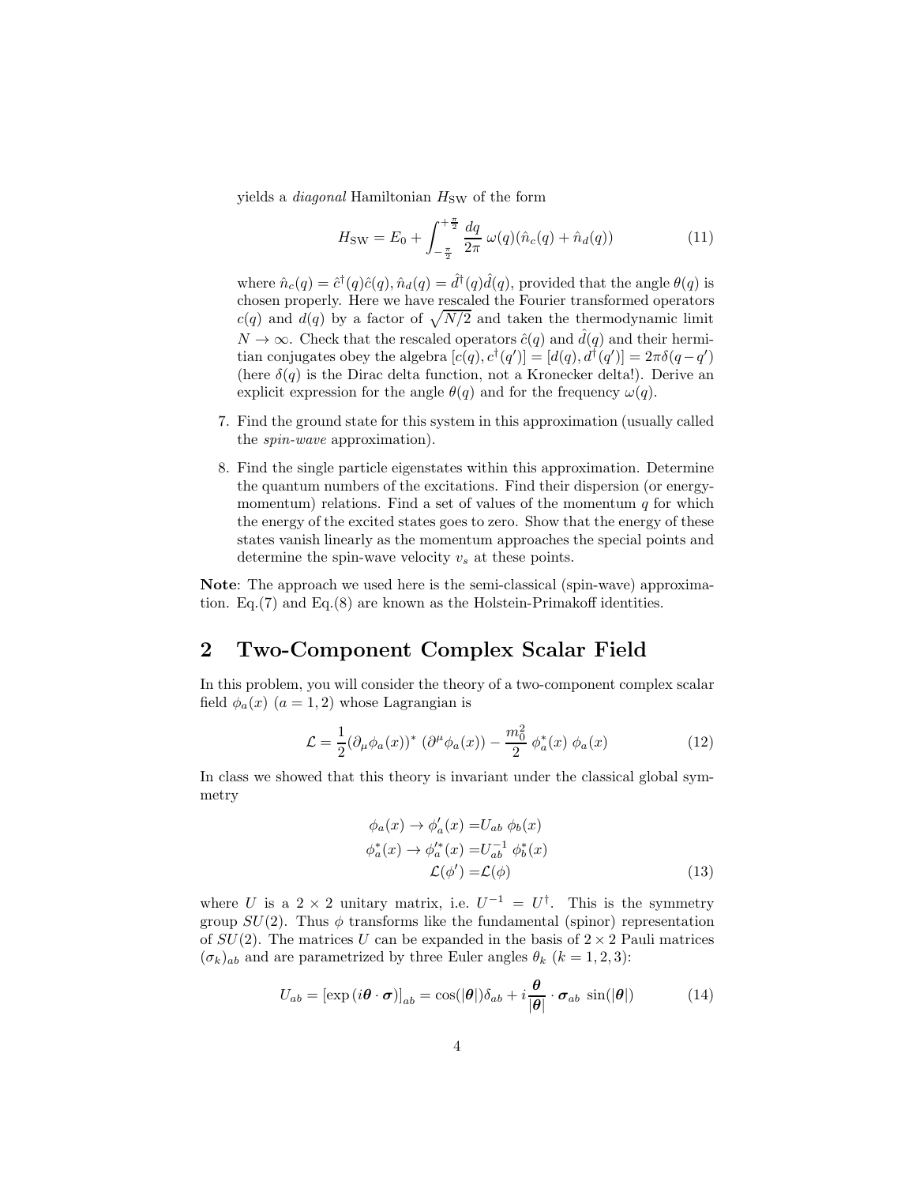yields a *diagonal* Hamiltonian $H_{\rm SW}$ of the form

$$H_{\rm SW} = E_0 + \int_{-\frac{\pi}{2}}^{+\frac{\pi}{2}} \frac{dq}{2\pi}\, \omega(q)(\hat{n}_c(q) + \hat{n}_d(q)) \tag{11}$$

where $\hat{n}_c(q) = \hat{c}^\dagger(q)\hat{c}(q), \hat{n}_d(q) = \hat{d}^\dagger(q)\hat{d}(q)$, provided that the angle $\theta(q)$ is chosen properly. Here we have rescaled the Fourier transformed operators $c(q)$ and $d(q)$ by a factor of $\sqrt{N/2}$ and taken the thermodynamic limit $N \to \infty$. Check that the rescaled operators $\hat{c}(q)$ and $\hat{d}(q)$ and their hermitian conjugates obey the algebra $[c(q), c^\dagger(q')] = [d(q), d^\dagger(q')] = 2\pi\delta(q - q')$ (here $\delta(q)$ is the Dirac delta function, not a Kronecker delta!). Derive an explicit expression for the angle $\theta(q)$ and for the frequency $\omega(q)$.

7. Find the ground state for this system in this approximation (usually called the *spin-wave* approximation).

8. Find the single particle eigenstates within this approximation. Determine the quantum numbers of the excitations. Find their dispersion (or energy-momentum) relations. Find a set of values of the momentum $q$ for which the energy of the excited states goes to zero. Show that the energy of these states vanish linearly as the momentum approaches the special points and determine the spin-wave velocity $v_s$ at these points.

**Note**: The approach we used here is the semi-classical (spin-wave) approximation. Eq.(7) and Eq.(8) are known as the Holstein-Primakoff identities.

## 2 Two-Component Complex Scalar Field

In this problem, you will consider the theory of a two-component complex scalar field $\phi_a(x)$ $(a = 1, 2)$ whose Lagrangian is

$$\mathcal{L} = \frac{1}{2}(\partial_\mu \phi_a(x))^* \; (\partial^\mu \phi_a(x)) - \frac{m_0^2}{2}\; \phi_a^*(x)\; \phi_a(x) \tag{12}$$

In class we showed that this theory is invariant under the classical global symmetry

$$\begin{aligned} \phi_a(x) \to \phi'_a(x) =& U_{ab}\; \phi_b(x) \\ \phi^*_a(x) \to \phi'^*_a(x) =& U^{-1}_{ab}\; \phi^*_b(x) \\ \mathcal{L}(\phi') =& \mathcal{L}(\phi) \end{aligned} \tag{13}$$

where $U$ is a $2 \times 2$ unitary matrix, i.e. $U^{-1} = U^\dagger$. This is the symmetry group $SU(2)$. Thus $\phi$ transforms like the fundamental (spinor) representation of $SU(2)$. The matrices $U$ can be expanded in the basis of $2 \times 2$ Pauli matrices $(\sigma_k)_{ab}$ and are parametrized by three Euler angles $\theta_k$ $(k = 1, 2, 3)$:

$$U_{ab} = \left[\exp\left(i\boldsymbol{\theta} \cdot \boldsymbol{\sigma}\right)\right]_{ab} = \cos(|\boldsymbol{\theta}|)\delta_{ab} + i\frac{\boldsymbol{\theta}}{|\boldsymbol{\theta}|} \cdot \boldsymbol{\sigma}_{ab}\; \sin(|\boldsymbol{\theta}|) \tag{14}$$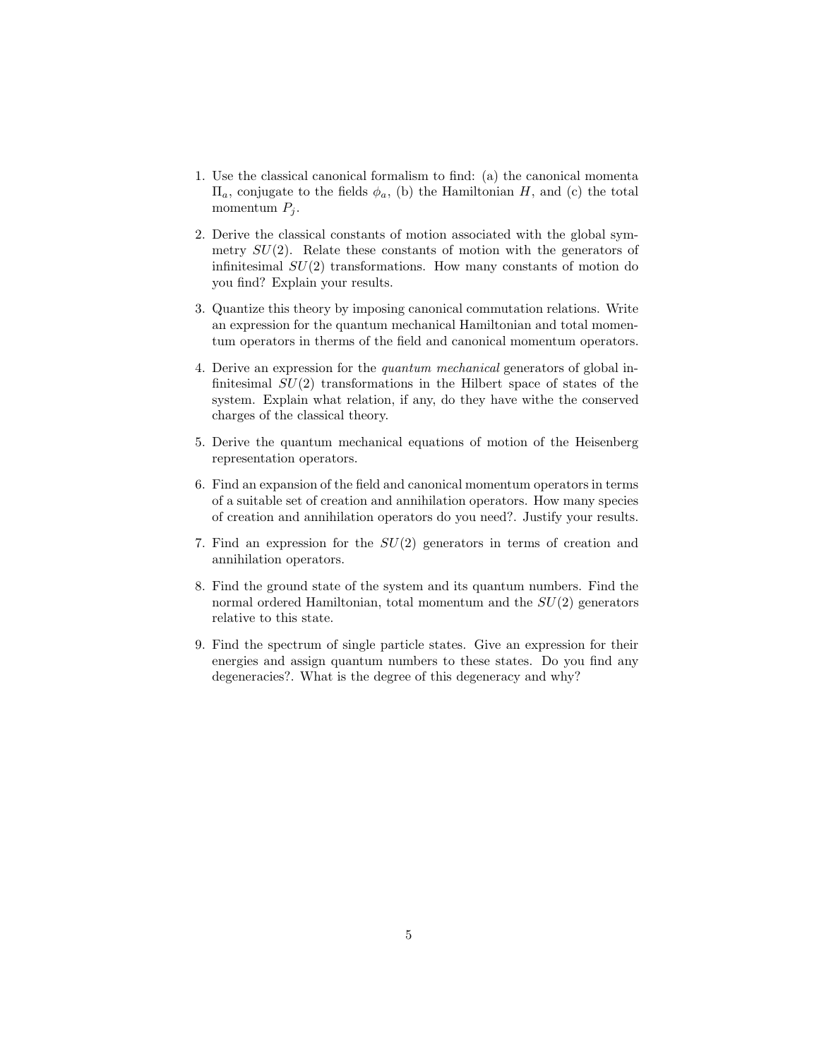1. Use the classical canonical formalism to find: (a) the canonical momenta $\Pi_a$, conjugate to the fields $\phi_a$, (b) the Hamiltonian $H$, and (c) the total momentum $P_j$.

2. Derive the classical constants of motion associated with the global symmetry $SU(2)$. Relate these constants of motion with the generators of infinitesimal $SU(2)$ transformations. How many constants of motion do you find? Explain your results.

3. Quantize this theory by imposing canonical commutation relations. Write an expression for the quantum mechanical Hamiltonian and total momentum operators in therms of the field and canonical momentum operators.

4. Derive an expression for the *quantum mechanical* generators of global infinitesimal $SU(2)$ transformations in the Hilbert space of states of the system. Explain what relation, if any, do they have withe the conserved charges of the classical theory.

5. Derive the quantum mechanical equations of motion of the Heisenberg representation operators.

6. Find an expansion of the field and canonical momentum operators in terms of a suitable set of creation and annihilation operators. How many species of creation and annihilation operators do you need?. Justify your results.

7. Find an expression for the $SU(2)$ generators in terms of creation and annihilation operators.

8. Find the ground state of the system and its quantum numbers. Find the normal ordered Hamiltonian, total momentum and the $SU(2)$ generators relative to this state.

9. Find the spectrum of single particle states. Give an expression for their energies and assign quantum numbers to these states. Do you find any degeneracies?. What is the degree of this degeneracy and why?